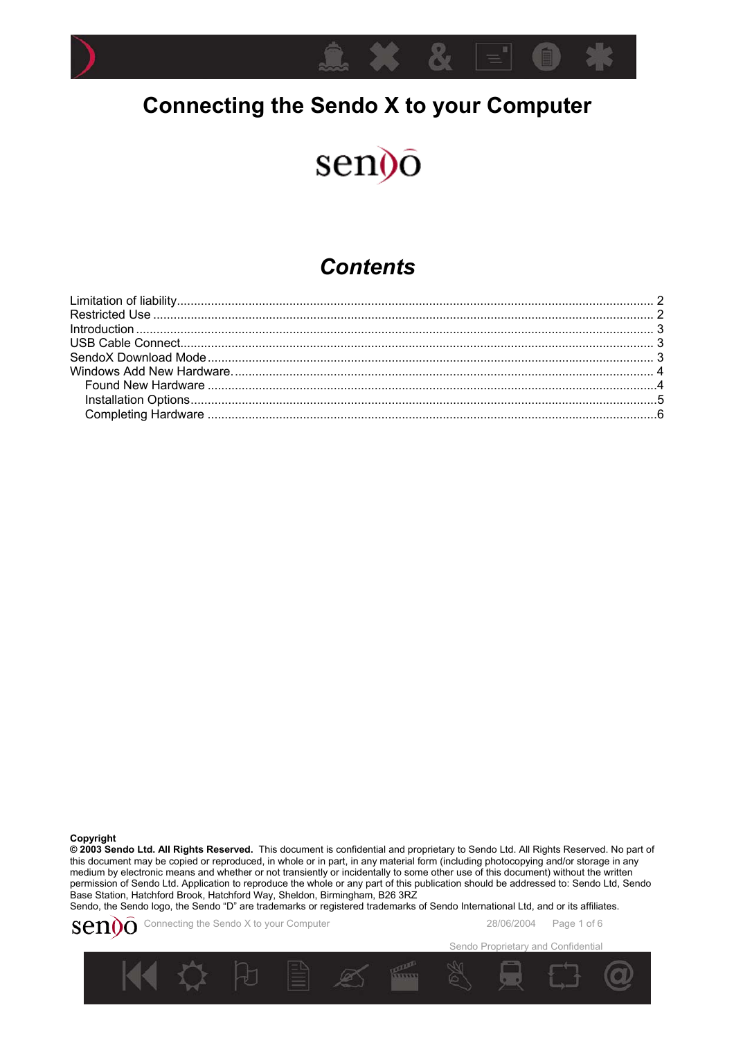# Connecting the Sendo X to your Computer

## *Contents*

Limitation of liability........................................................................................................................ 2
Restricted Use ................................................................................................................................ 2
Introduction ..................................................................................................................................... 3
USB Cable Connect........................................................................................................................ 3
SendoX Download Mode ................................................................................................................ 3
Windows Add New Hardware.......................................................................................................... 4
    Found New Hardware ..................................................................................................................4
    Installation Options.......................................................................................................................5
    Completing Hardware ..................................................................................................................6

**Copyright**
**© 2003 Sendo Ltd. All Rights Reserved.** This document is confidential and proprietary to Sendo Ltd. All Rights Reserved. No part of this document may be copied or reproduced, in whole or in part, in any material form (including photocopying and/or storage in any medium by electronic means and whether or not transiently or incidentally to some other use of this document) without the written permission of Sendo Ltd. Application to reproduce the whole or any part of this publication should be addressed to: Sendo Ltd, Sendo Base Station, Hatchford Brook, Hatchford Way, Sheldon, Birmingham, B26 3RZ
Sendo, the Sendo logo, the Sendo "D" are trademarks or registered trademarks of Sendo International Ltd, and or its affiliates.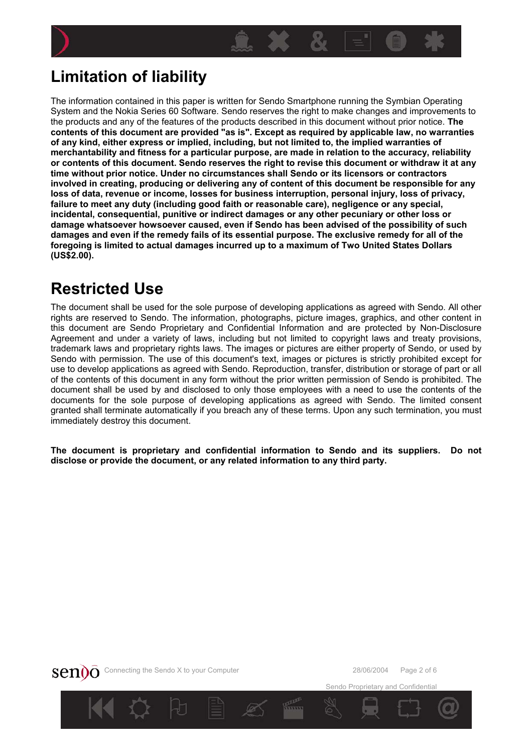# Limitation of liability

The information contained in this paper is written for Sendo Smartphone running the Symbian Operating System and the Nokia Series 60 Software. Sendo reserves the right to make changes and improvements to the products and any of the features of the products described in this document without prior notice. **The contents of this document are provided "as is". Except as required by applicable law, no warranties of any kind, either express or implied, including, but not limited to, the implied warranties of merchantability and fitness for a particular purpose, are made in relation to the accuracy, reliability or contents of this document. Sendo reserves the right to revise this document or withdraw it at any time without prior notice. Under no circumstances shall Sendo or its licensors or contractors involved in creating, producing or delivering any of content of this document be responsible for any loss of data, revenue or income, losses for business interruption, personal injury, loss of privacy, failure to meet any duty (including good faith or reasonable care), negligence or any special, incidental, consequential, punitive or indirect damages or any other pecuniary or other loss or damage whatsoever howsoever caused, even if Sendo has been advised of the possibility of such damages and even if the remedy fails of its essential purpose. The exclusive remedy for all of the foregoing is limited to actual damages incurred up to a maximum of Two United States Dollars (US$2.00).**

# Restricted Use

The document shall be used for the sole purpose of developing applications as agreed with Sendo. All other rights are reserved to Sendo. The information, photographs, picture images, graphics, and other content in this document are Sendo Proprietary and Confidential Information and are protected by Non-Disclosure Agreement and under a variety of laws, including but not limited to copyright laws and treaty provisions, trademark laws and proprietary rights laws. The images or pictures are either property of Sendo, or used by Sendo with permission. The use of this document's text, images or pictures is strictly prohibited except for use to develop applications as agreed with Sendo. Reproduction, transfer, distribution or storage of part or all of the contents of this document in any form without the prior written permission of Sendo is prohibited. The document shall be used by and disclosed to only those employees with a need to use the contents of the documents for the sole purpose of developing applications as agreed with Sendo. The limited consent granted shall terminate automatically if you breach any of these terms. Upon any such termination, you must immediately destroy this document.

**The document is proprietary and confidential information to Sendo and its suppliers. Do not disclose or provide the document, or any related information to any third party.**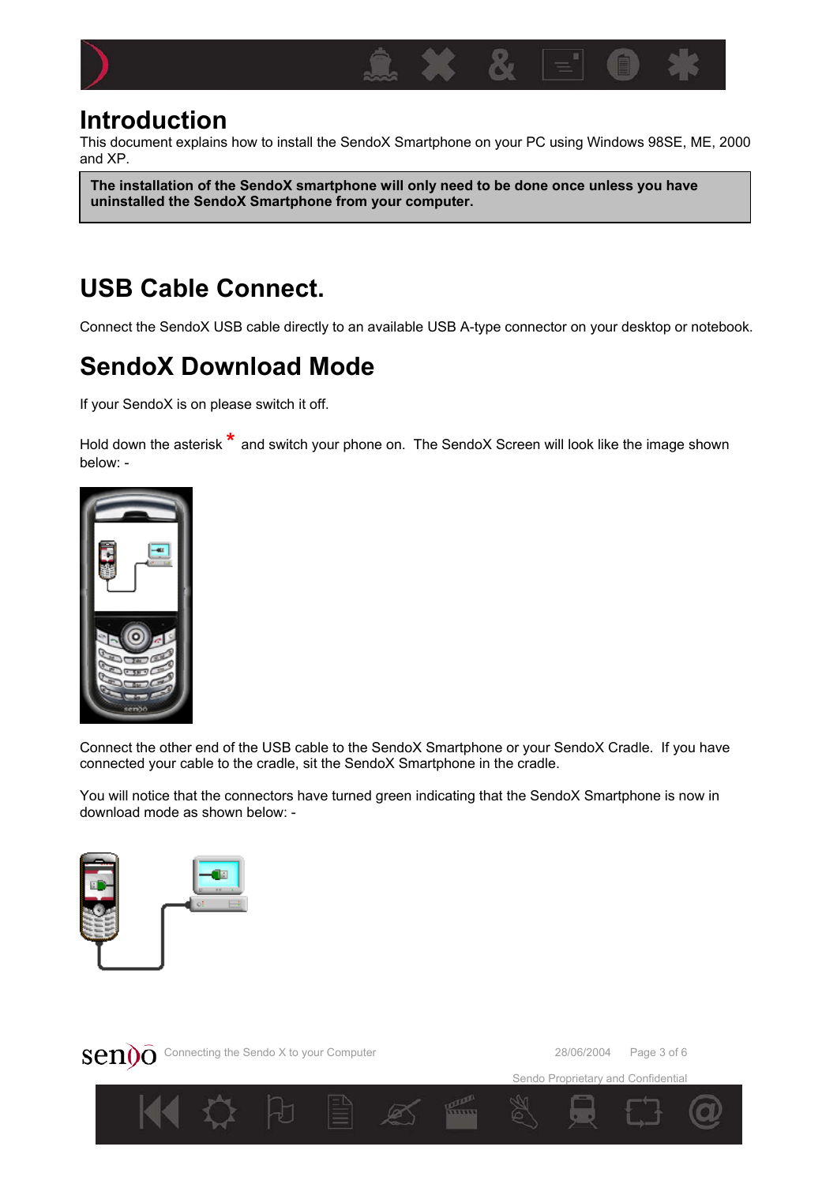# Introduction

This document explains how to install the SendoX Smartphone on your PC using Windows 98SE, ME, 2000 and XP.

**The installation of the SendoX smartphone will only need to be done once unless you have uninstalled the SendoX Smartphone from your computer.**

# USB Cable Connect.

Connect the SendoX USB cable directly to an available USB A-type connector on your desktop or notebook.

# SendoX Download Mode

If your SendoX is on please switch it off.

Hold down the asterisk * and switch your phone on. The SendoX Screen will look like the image shown below: -

Connect the other end of the USB cable to the SendoX Smartphone or your SendoX Cradle. If you have connected your cable to the cradle, sit the SendoX Smartphone in the cradle.

You will notice that the connectors have turned green indicating that the SendoX Smartphone is now in download mode as shown below: -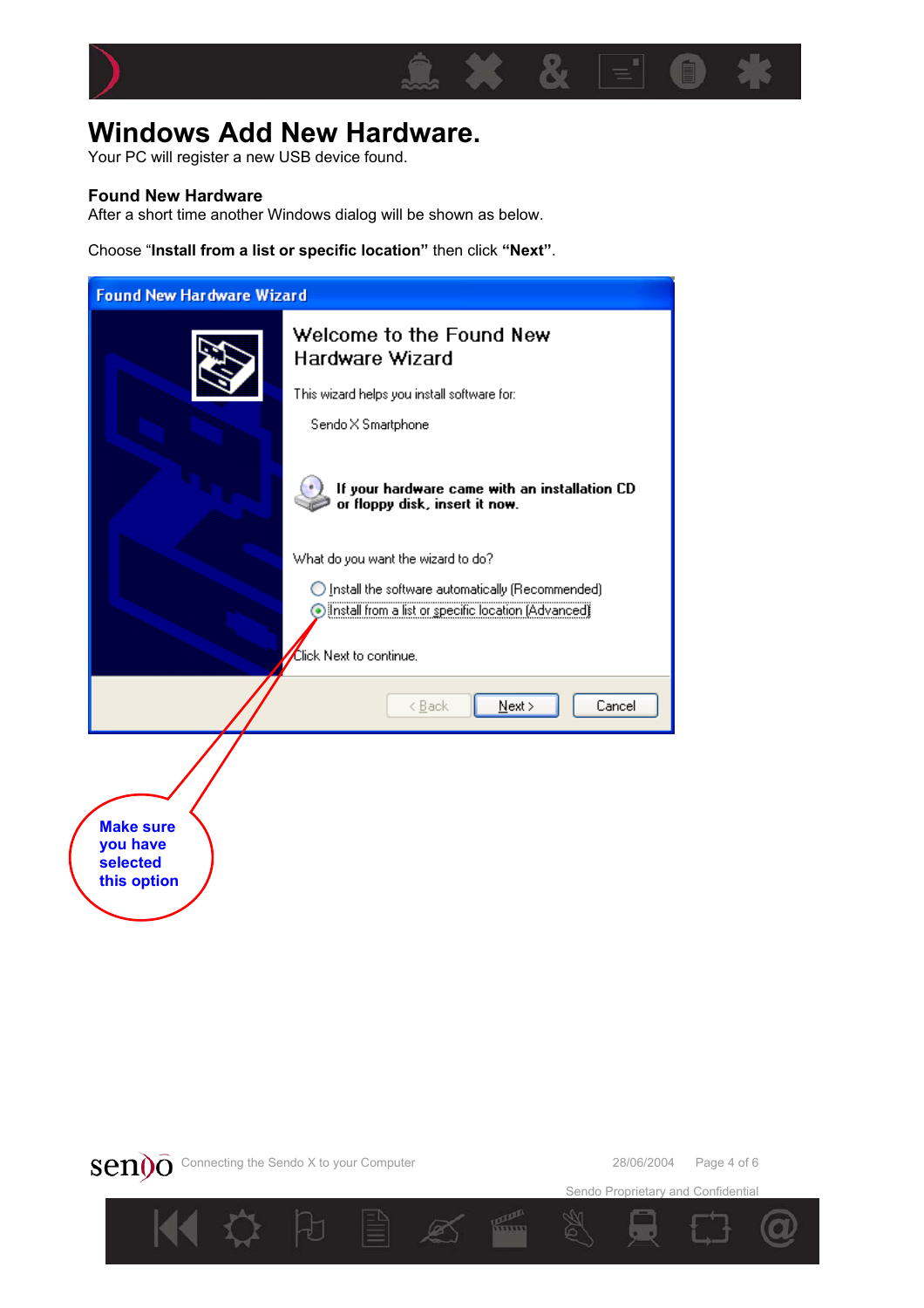# Windows Add New Hardware.

Your PC will register a new USB device found.

### Found New Hardware

After a short time another Windows dialog will be shown as below.

Choose “**Install from a list or specific location”** then click **“Next”**.

Found New Hardware Wizard

Welcome to the Found New Hardware Wizard

This wizard helps you install software for:

Sendo X Smartphone

**If your hardware came with an installation CD or floppy disk, insert it now.**

What do you want the wizard to do?

- Install the software automatically (Recommended)
- Install from a list or specific location (Advanced)

Click Next to continue.

< Back | Next > | Cancel

**Make sure you have selected this option**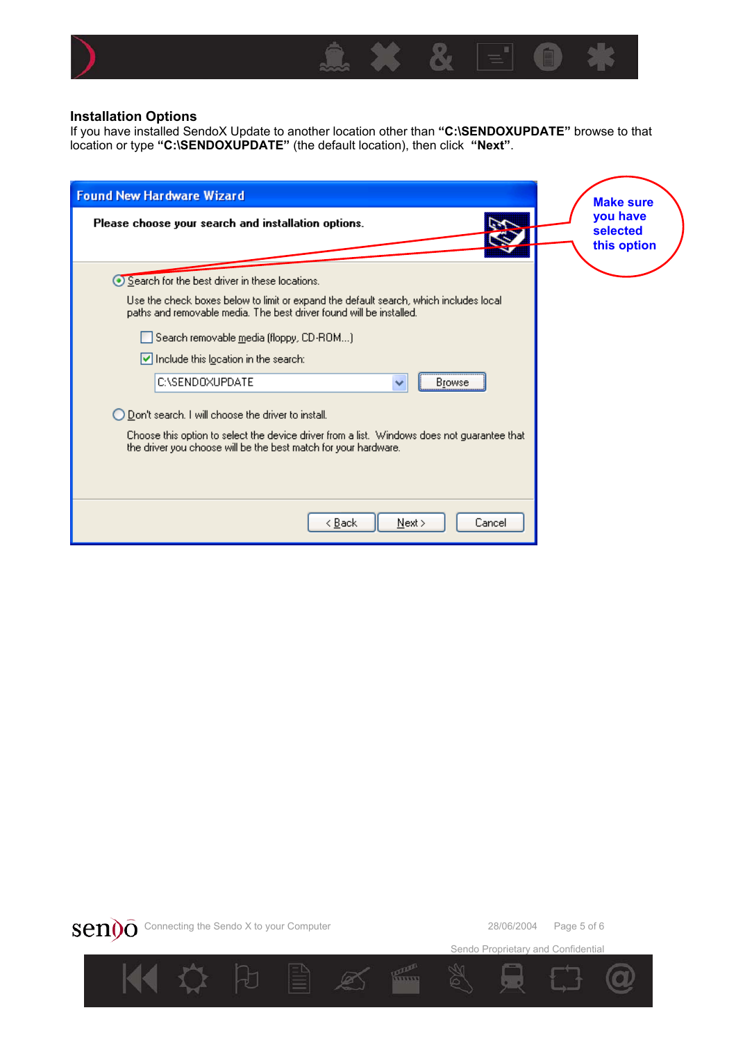## Installation Options

If you have installed SendoX Update to another location other than **"C:\SENDOXUPDATE"** browse to that location or type **"C:\SENDOXUPDATE"** (the default location), then click **"Next"**.

**Found New Hardware Wizard**

**Please choose your search and installation options.**

- (●) Search for the best driver in these locations.

  Use the check boxes below to limit or expand the default search, which includes local paths and removable media. The best driver found will be installed.

  - [ ] Search removable media (floppy, CD-ROM...)
  - [x] Include this location in the search:

    C:\SENDOXUPDATE [Browse]

- ( ) Don't search. I will choose the driver to install.

  Choose this option to select the device driver from a list. Windows does not guarantee that the driver you choose will be the best match for your hardware.

[< Back] [Next >] [Cancel]

**Make sure you have selected this option**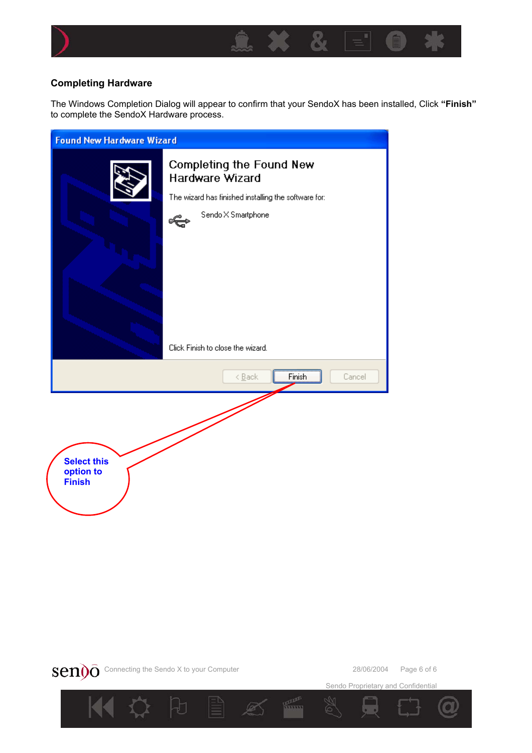### Completing Hardware

The Windows Completion Dialog will appear to confirm that your SendoX has been installed, Click **"Finish"** to complete the SendoX Hardware process.

Found New Hardware Wizard

Completing the Found New Hardware Wizard

The wizard has finished installing the software for:

Sendo X Smartphone

Click Finish to close the wizard.

< Back    Finish    Cancel

**Select this option to Finish**